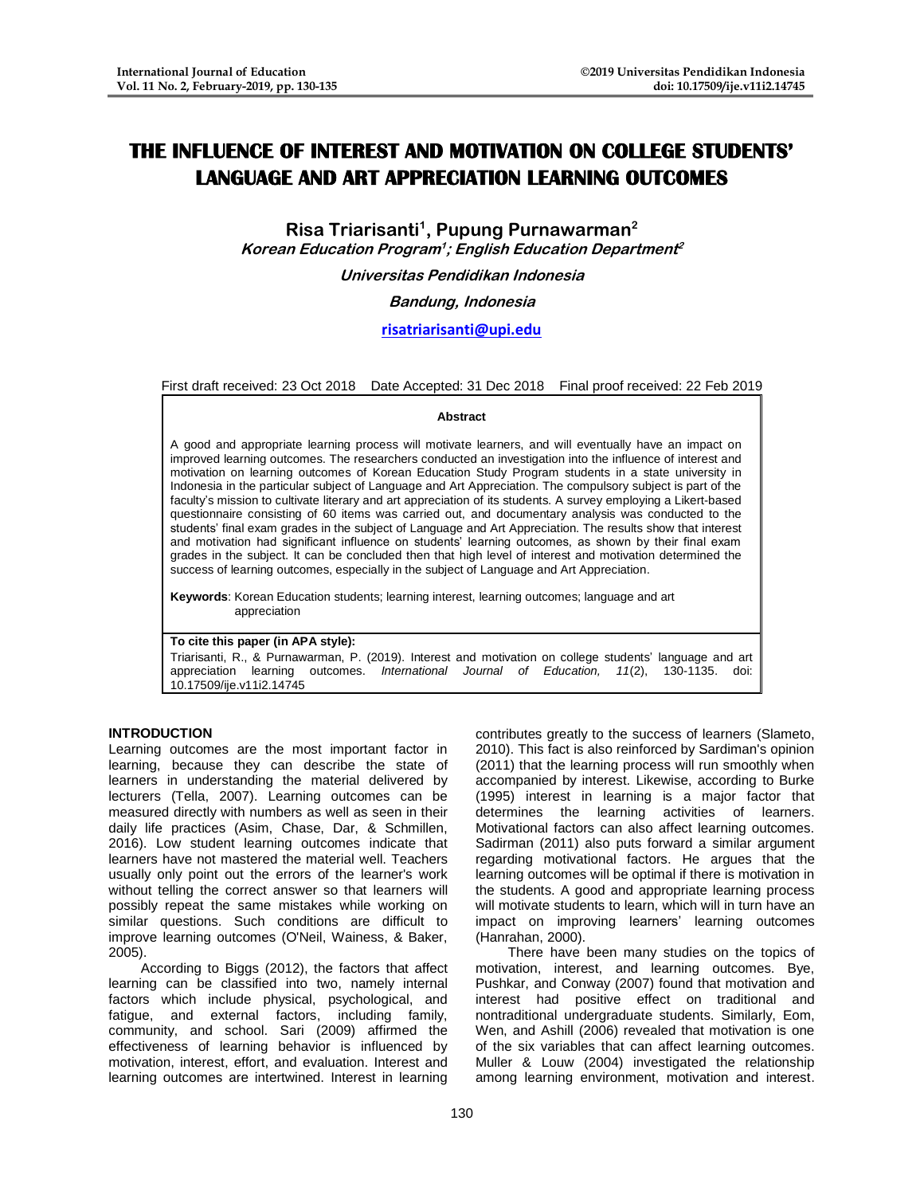# THE INFLUENCE OF INTEREST AND MOTIVATION ON COLLEGE STUDENTS' LANGUAGE AND ART APPRECIATION LEARNING OUTCOMES

**Risa Triarisanti[1], Pupung Purnawarman[2]**

***Korean Education Program[1]; English Education Department[2]***

***Universitas Pendidikan Indonesia***

***Bandung, Indonesia***

**risatriarisanti@upi.edu**

First draft received: 23 Oct 2018 Date Accepted: 31 Dec 2018 Final proof received: 22 Feb 2019

**Abstract**

A good and appropriate learning process will motivate learners, and will eventually have an impact on improved learning outcomes. The researchers conducted an investigation into the influence of interest and motivation on learning outcomes of Korean Education Study Program students in a state university in Indonesia in the particular subject of Language and Art Appreciation. The compulsory subject is part of the faculty's mission to cultivate literary and art appreciation of its students. A survey employing a Likert-based questionnaire consisting of 60 items was carried out, and documentary analysis was conducted to the students' final exam grades in the subject of Language and Art Appreciation. The results show that interest and motivation had significant influence on students' learning outcomes, as shown by their final exam grades in the subject. It can be concluded then that high level of interest and motivation determined the success of learning outcomes, especially in the subject of Language and Art Appreciation.

**Keywords**: Korean Education students; learning interest, learning outcomes; language and art appreciation

**To cite this paper (in APA style):**

Triarisanti, R., & Purnawarman, P. (2019). Interest and motivation on college students' language and art appreciation learning outcomes. *International Journal of Education, 11*(2), 130-1135. doi: 10.17509/ije.v11i2.14745

## INTRODUCTION

Learning outcomes are the most important factor in learning, because they can describe the state of learners in understanding the material delivered by lecturers (Tella, 2007). Learning outcomes can be measured directly with numbers as well as seen in their daily life practices (Asim, Chase, Dar, & Schmillen, 2016). Low student learning outcomes indicate that learners have not mastered the material well. Teachers usually only point out the errors of the learner's work without telling the correct answer so that learners will possibly repeat the same mistakes while working on similar questions. Such conditions are difficult to improve learning outcomes (O'Neil, Wainess, & Baker, 2005).

According to Biggs (2012), the factors that affect learning can be classified into two, namely internal factors which include physical, psychological, and fatigue, and external factors, including family, community, and school. Sari (2009) affirmed the effectiveness of learning behavior is influenced by motivation, interest, effort, and evaluation. Interest and learning outcomes are intertwined. Interest in learning contributes greatly to the success of learners (Slameto, 2010). This fact is also reinforced by Sardiman's opinion (2011) that the learning process will run smoothly when accompanied by interest. Likewise, according to Burke (1995) interest in learning is a major factor that determines the learning activities of learners. Motivational factors can also affect learning outcomes. Sadirman (2011) also puts forward a similar argument regarding motivational factors. He argues that the learning outcomes will be optimal if there is motivation in the students. A good and appropriate learning process will motivate students to learn, which will in turn have an impact on improving learners' learning outcomes (Hanrahan, 2000).

There have been many studies on the topics of motivation, interest, and learning outcomes. Bye, Pushkar, and Conway (2007) found that motivation and interest had positive effect on traditional and nontraditional undergraduate students. Similarly, Eom, Wen, and Ashill (2006) revealed that motivation is one of the six variables that can affect learning outcomes. Muller & Louw (2004) investigated the relationship among learning environment, motivation and interest.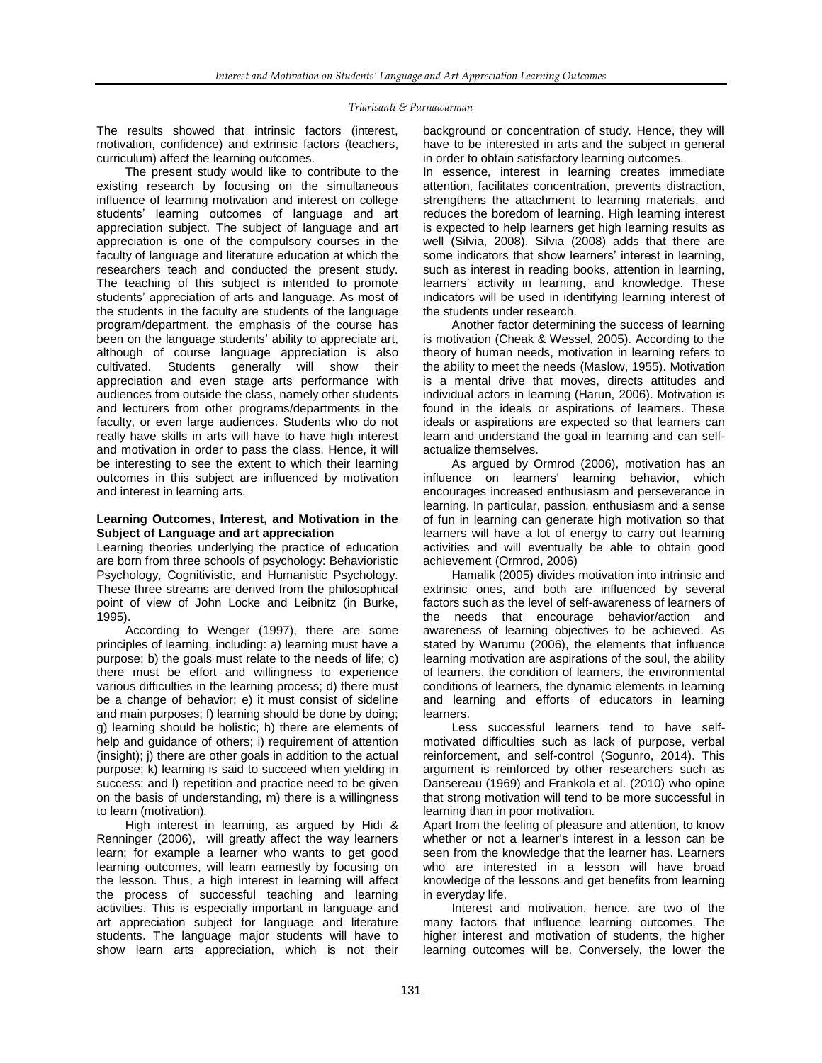The results showed that intrinsic factors (interest, motivation, confidence) and extrinsic factors (teachers, curriculum) affect the learning outcomes.

The present study would like to contribute to the existing research by focusing on the simultaneous influence of learning motivation and interest on college students' learning outcomes of language and art appreciation subject. The subject of language and art appreciation is one of the compulsory courses in the faculty of language and literature education at which the researchers teach and conducted the present study. The teaching of this subject is intended to promote students' appreciation of arts and language. As most of the students in the faculty are students of the language program/department, the emphasis of the course has been on the language students' ability to appreciate art, although of course language appreciation is also cultivated. Students generally will show their appreciation and even stage arts performance with audiences from outside the class, namely other students and lecturers from other programs/departments in the faculty, or even large audiences. Students who do not really have skills in arts will have to have high interest and motivation in order to pass the class. Hence, it will be interesting to see the extent to which their learning outcomes in this subject are influenced by motivation and interest in learning arts.

**Learning Outcomes, Interest, and Motivation in the Subject of Language and art appreciation**

Learning theories underlying the practice of education are born from three schools of psychology: Behavioristic Psychology, Cognitivistic, and Humanistic Psychology. These three streams are derived from the philosophical point of view of John Locke and Leibnitz (in Burke, 1995).

According to Wenger (1997), there are some principles of learning, including: a) learning must have a purpose; b) the goals must relate to the needs of life; c) there must be effort and willingness to experience various difficulties in the learning process; d) there must be a change of behavior; e) it must consist of sideline and main purposes; f) learning should be done by doing; g) learning should be holistic; h) there are elements of help and guidance of others; i) requirement of attention (insight); j) there are other goals in addition to the actual purpose; k) learning is said to succeed when yielding in success; and l) repetition and practice need to be given on the basis of understanding, m) there is a willingness to learn (motivation).

High interest in learning, as argued by Hidi & Renninger (2006), will greatly affect the way learners learn; for example a learner who wants to get good learning outcomes, will learn earnestly by focusing on the lesson. Thus, a high interest in learning will affect the process of successful teaching and learning activities. This is especially important in language and art appreciation subject for language and literature students. The language major students will have to show learn arts appreciation, which is not their background or concentration of study. Hence, they will have to be interested in arts and the subject in general in order to obtain satisfactory learning outcomes.

In essence, interest in learning creates immediate attention, facilitates concentration, prevents distraction, strengthens the attachment to learning materials, and reduces the boredom of learning. High learning interest is expected to help learners get high learning results as well (Silvia, 2008). Silvia (2008) adds that there are some indicators that show learners' interest in learning, such as interest in reading books, attention in learning, learners' activity in learning, and knowledge. These indicators will be used in identifying learning interest of the students under research.

Another factor determining the success of learning is motivation (Cheak & Wessel, 2005). According to the theory of human needs, motivation in learning refers to the ability to meet the needs (Maslow, 1955). Motivation is a mental drive that moves, directs attitudes and individual actors in learning (Harun, 2006). Motivation is found in the ideals or aspirations of learners. These ideals or aspirations are expected so that learners can learn and understand the goal in learning and can self-actualize themselves.

As argued by Ormrod (2006), motivation has an influence on learners' learning behavior, which encourages increased enthusiasm and perseverance in learning. In particular, passion, enthusiasm and a sense of fun in learning can generate high motivation so that learners will have a lot of energy to carry out learning activities and will eventually be able to obtain good achievement (Ormrod, 2006)

Hamalik (2005) divides motivation into intrinsic and extrinsic ones, and both are influenced by several factors such as the level of self-awareness of learners of the needs that encourage behavior/action and awareness of learning objectives to be achieved. As stated by Warumu (2006), the elements that influence learning motivation are aspirations of the soul, the ability of learners, the condition of learners, the environmental conditions of learners, the dynamic elements in learning and learning and efforts of educators in learning learners.

Less successful learners tend to have self-motivated difficulties such as lack of purpose, verbal reinforcement, and self-control (Sogunro, 2014). This argument is reinforced by other researchers such as Dansereau (1969) and Frankola et al. (2010) who opine that strong motivation will tend to be more successful in learning than in poor motivation.

Apart from the feeling of pleasure and attention, to know whether or not a learner's interest in a lesson can be seen from the knowledge that the learner has. Learners who are interested in a lesson will have broad knowledge of the lessons and get benefits from learning in everyday life.

Interest and motivation, hence, are two of the many factors that influence learning outcomes. The higher interest and motivation of students, the higher learning outcomes will be. Conversely, the lower the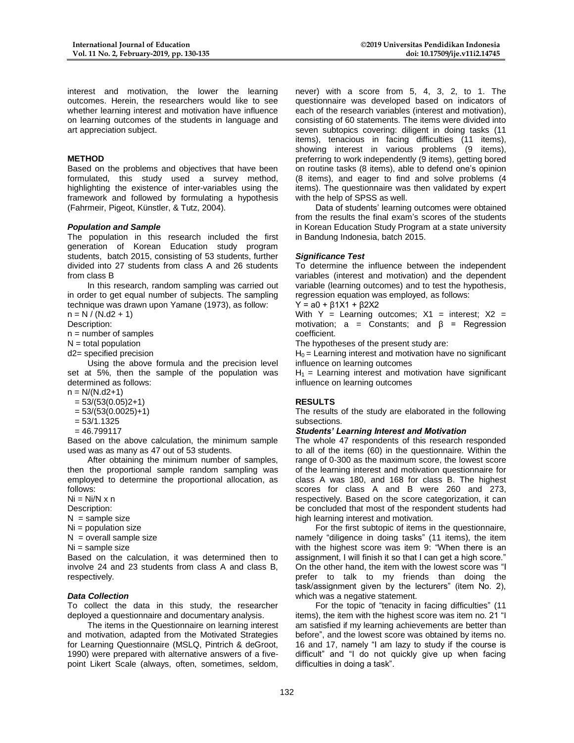interest and motivation, the lower the learning outcomes. Herein, the researchers would like to see whether learning interest and motivation have influence on learning outcomes of the students in language and art appreciation subject.

## METHOD

Based on the problems and objectives that have been formulated, this study used a survey method, highlighting the existence of inter-variables using the framework and followed by formulating a hypothesis (Fahrmeir, Pigeot, Künstler, & Tutz, 2004).

### *Population and Sample*

The population in this research included the first generation of Korean Education study program students, batch 2015, consisting of 53 students, further divided into 27 students from class A and 26 students from class B

In this research, random sampling was carried out in order to get equal number of subjects. The sampling technique was drawn upon Yamane (1973), as follow:

$n = N / (N.d2 + 1)$

Description:

n = number of samples

N = total population

d2= specified precision

Using the above formula and the precision level set at 5%, then the sample of the population was determined as follows:

$n = N/(N.d2+1)$

$= 53/(53(0.05)2+1)$

$= 53/(53(0.0025)+1)$

$= 53/1.1325$

$= 46.799117$

Based on the above calculation, the minimum sample used was as many as 47 out of 53 students.

After obtaining the minimum number of samples, then the proportional sample random sampling was employed to determine the proportional allocation, as follows:

$Ni = Ni/N \times n$

Description:

N = sample size

Ni = population size

N = overall sample size

Ni = sample size

Based on the calculation, it was determined then to involve 24 and 23 students from class A and class B, respectively.

### *Data Collection*

To collect the data in this study, the researcher deployed a questionnaire and documentary analysis.

The items in the Questionnaire on learning interest and motivation, adapted from the Motivated Strategies for Learning Questionnaire (MSLQ, Pintrich & deGroot, 1990) were prepared with alternative answers of a five-point Likert Scale (always, often, sometimes, seldom, never) with a score from 5, 4, 3, 2, to 1. The questionnaire was developed based on indicators of each of the research variables (interest and motivation), consisting of 60 statements. The items were divided into seven subtopics covering: diligent in doing tasks (11 items), tenacious in facing difficulties (11 items), showing interest in various problems (9 items), preferring to work independently (9 items), getting bored on routine tasks (8 items), able to defend one's opinion (8 items), and eager to find and solve problems (4 items). The questionnaire was then validated by expert with the help of SPSS as well.

Data of students' learning outcomes were obtained from the results the final exam's scores of the students in Korean Education Study Program at a state university in Bandung Indonesia, batch 2015.

### *Significance Test*

To determine the influence between the independent variables (interest and motivation) and the dependent variable (learning outcomes) and to test the hypothesis, regression equation was employed, as follows:

$Y = a0 + \beta 1X1 + \beta 2X2$

With Y = Learning outcomes; X1 = interest; X2 = motivation; a = Constants; and β = Regression coefficient.

The hypotheses of the present study are:

$H_0$ = Learning interest and motivation have no significant influence on learning outcomes

$H_1$ = Learning interest and motivation have significant influence on learning outcomes

## RESULTS

The results of the study are elaborated in the following subsections.

### *Students' Learning Interest and Motivation*

The whole 47 respondents of this research responded to all of the items (60) in the questionnaire. Within the range of 0-300 as the maximum score, the lowest score of the learning interest and motivation questionnaire for class A was 180, and 168 for class B. The highest scores for class A and B were 260 and 273, respectively. Based on the score categorization, it can be concluded that most of the respondent students had high learning interest and motivation.

For the first subtopic of items in the questionnaire, namely "diligence in doing tasks" (11 items), the item with the highest score was item 9: "When there is an assignment, I will finish it so that I can get a high score." On the other hand, the item with the lowest score was "I prefer to talk to my friends than doing the task/assignment given by the lecturers" (item No. 2), which was a negative statement.

For the topic of "tenacity in facing difficulties" (11 items), the item with the highest score was item no. 21 "I am satisfied if my learning achievements are better than before", and the lowest score was obtained by items no. 16 and 17, namely "I am lazy to study if the course is difficult" and "I do not quickly give up when facing difficulties in doing a task".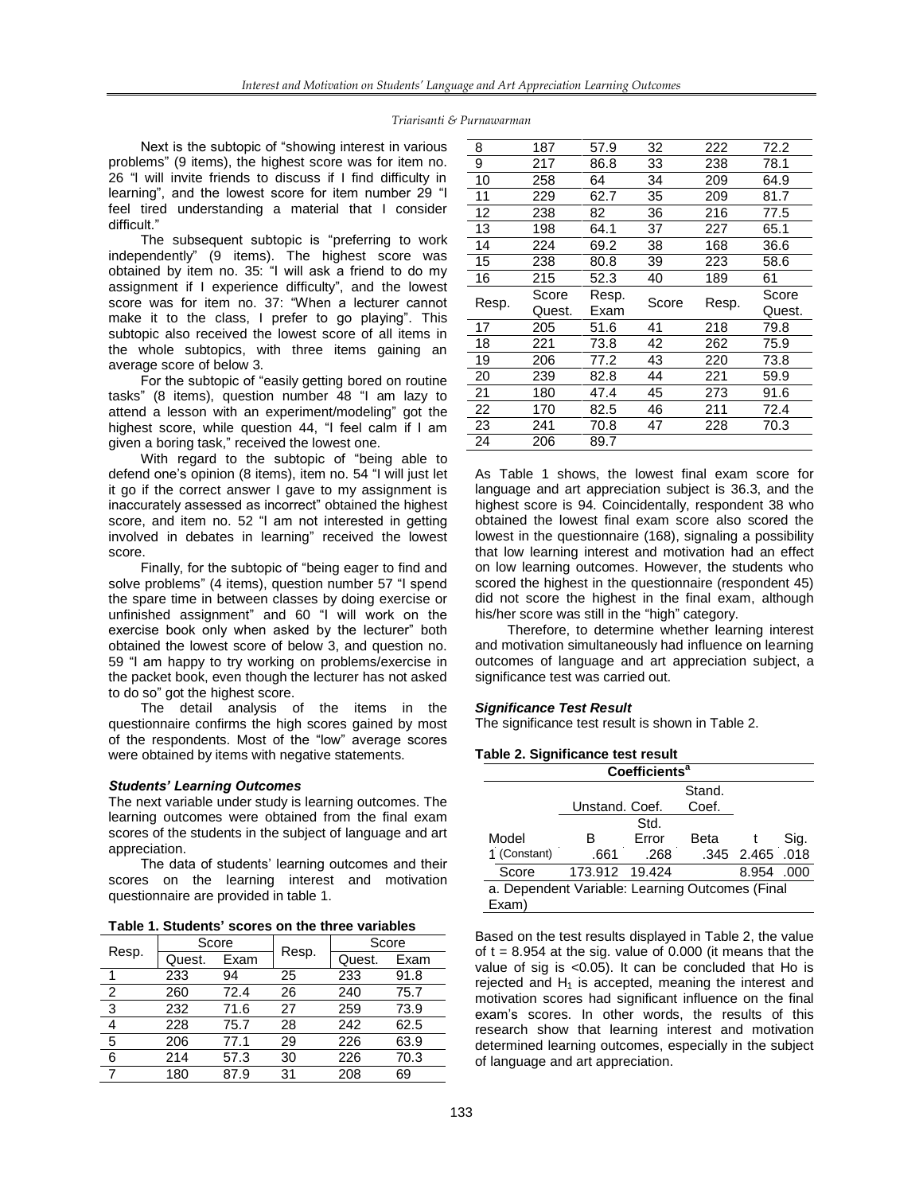Next is the subtopic of "showing interest in various problems" (9 items), the highest score was for item no. 26 "I will invite friends to discuss if I find difficulty in learning", and the lowest score for item number 29 "I feel tired understanding a material that I consider difficult."

The subsequent subtopic is "preferring to work independently" (9 items). The highest score was obtained by item no. 35: "I will ask a friend to do my assignment if I experience difficulty", and the lowest score was for item no. 37: "When a lecturer cannot make it to the class, I prefer to go playing". This subtopic also received the lowest score of all items in the whole subtopics, with three items gaining an average score of below 3.

For the subtopic of "easily getting bored on routine tasks" (8 items), question number 48 "I am lazy to attend a lesson with an experiment/modeling" got the highest score, while question 44, "I feel calm if I am given a boring task," received the lowest one.

With regard to the subtopic of "being able to defend one's opinion (8 items), item no. 54 "I will just let it go if the correct answer I gave to my assignment is inaccurately assessed as incorrect" obtained the highest score, and item no. 52 "I am not interested in getting involved in debates in learning" received the lowest score.

Finally, for the subtopic of "being eager to find and solve problems" (4 items), question number 57 "I spend the spare time in between classes by doing exercise or unfinished assignment" and 60 "I will work on the exercise book only when asked by the lecturer" both obtained the lowest score of below 3, and question no. 59 "I am happy to try working on problems/exercise in the packet book, even though the lecturer has not asked to do so" got the highest score.

The detail analysis of the items in the questionnaire confirms the high scores gained by most of the respondents. Most of the "low" average scores were obtained by items with negative statements.

### *Students' Learning Outcomes*

The next variable under study is learning outcomes. The learning outcomes were obtained from the final exam scores of the students in the subject of language and art appreciation.

The data of students' learning outcomes and their scores on the learning interest and motivation questionnaire are provided in table 1.

**Table 1. Students' scores on the three variables**

| Resp. | Score | | Resp. | Score | |
|---|---|---|---|---|---|
| | Quest. | Exam | | Quest. | Exam |
| 1 | 233 | 94 | 25 | 233 | 91.8 |
| 2 | 260 | 72.4 | 26 | 240 | 75.7 |
| 3 | 232 | 71.6 | 27 | 259 | 73.9 |
| 4 | 228 | 75.7 | 28 | 242 | 62.5 |
| 5 | 206 | 77.1 | 29 | 226 | 63.9 |
| 6 | 214 | 57.3 | 30 | 226 | 70.3 |
| 7 | 180 | 87.9 | 31 | 208 | 69 |
| 8 | 187 | 57.9 | 32 | 222 | 72.2 |
| 9 | 217 | 86.8 | 33 | 238 | 78.1 |
| 10 | 258 | 64 | 34 | 209 | 64.9 |
| 11 | 229 | 62.7 | 35 | 209 | 81.7 |
| 12 | 238 | 82 | 36 | 216 | 77.5 |
| 13 | 198 | 64.1 | 37 | 227 | 65.1 |
| 14 | 224 | 69.2 | 38 | 168 | 36.6 |
| 15 | 238 | 80.8 | 39 | 223 | 58.6 |
| 16 | 215 | 52.3 | 40 | 189 | 61 |
| Resp. | Score Quest. | Resp. Exam | Score | Resp. | Score Quest. |
| 17 | 205 | 51.6 | 41 | 218 | 79.8 |
| 18 | 221 | 73.8 | 42 | 262 | 75.9 |
| 19 | 206 | 77.2 | 43 | 220 | 73.8 |
| 20 | 239 | 82.8 | 44 | 221 | 59.9 |
| 21 | 180 | 47.4 | 45 | 273 | 91.6 |
| 22 | 170 | 82.5 | 46 | 211 | 72.4 |
| 23 | 241 | 70.8 | 47 | 228 | 70.3 |
| 24 | 206 | 89.7 | | | |

As Table 1 shows, the lowest final exam score for language and art appreciation subject is 36.3, and the highest score is 94. Coincidentally, respondent 38 who obtained the lowest final exam score also scored the lowest in the questionnaire (168), signaling a possibility that low learning interest and motivation had an effect on low learning outcomes. However, the students who scored the highest in the questionnaire (respondent 45) did not score the highest in the final exam, although his/her score was still in the "high" category.

Therefore, to determine whether learning interest and motivation simultaneously had influence on learning outcomes of language and art appreciation subject, a significance test was carried out.

### *Significance Test Result*

The significance test result is shown in Table 2.

**Table 2. Significance test result**

| Coefficients[a] | | | | | |
|---|---|---|---|---|---|
| | Unstand. Coef. | | Stand. Coef. | | |
| Model | B | Std. Error | Beta | t | Sig. |
| 1 (Constant) | .661 | .268 | .345 | 2.465 | .018 |
| Score | 173.912 | 19.424 | | 8.954 | .000 |

a. Dependent Variable: Learning Outcomes (Final Exam)

Based on the test results displayed in Table 2, the value of t = 8.954 at the sig. value of 0.000 (it means that the value of sig is <0.05). It can be concluded that Ho is rejected and $H_1$ is accepted, meaning the interest and motivation scores had significant influence on the final exam's scores. In other words, the results of this research show that learning interest and motivation determined learning outcomes, especially in the subject of language and art appreciation.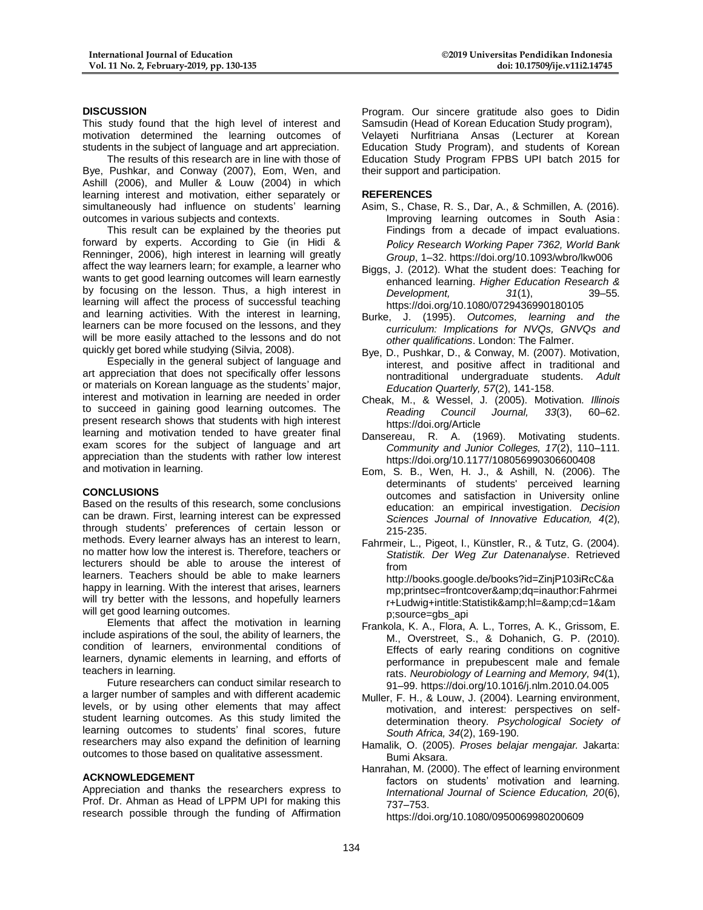## DISCUSSION

This study found that the high level of interest and motivation determined the learning outcomes of students in the subject of language and art appreciation.

The results of this research are in line with those of Bye, Pushkar, and Conway (2007), Eom, Wen, and Ashill (2006), and Muller & Louw (2004) in which learning interest and motivation, either separately or simultaneously had influence on students' learning outcomes in various subjects and contexts.

This result can be explained by the theories put forward by experts. According to Gie (in Hidi & Renninger, 2006), high interest in learning will greatly affect the way learners learn; for example, a learner who wants to get good learning outcomes will learn earnestly by focusing on the lesson. Thus, a high interest in learning will affect the process of successful teaching and learning activities. With the interest in learning, learners can be more focused on the lessons, and they will be more easily attached to the lessons and do not quickly get bored while studying (Silvia, 2008).

Especially in the general subject of language and art appreciation that does not specifically offer lessons or materials on Korean language as the students' major, interest and motivation in learning are needed in order to succeed in gaining good learning outcomes. The present research shows that students with high interest learning and motivation tended to have greater final exam scores for the subject of language and art appreciation than the students with rather low interest and motivation in learning.

## CONCLUSIONS

Based on the results of this research, some conclusions can be drawn. First, learning interest can be expressed through students' preferences of certain lesson or methods. Every learner always has an interest to learn, no matter how low the interest is. Therefore, teachers or lecturers should be able to arouse the interest of learners. Teachers should be able to make learners happy in learning. With the interest that arises, learners will try better with the lessons, and hopefully learners will get good learning outcomes.

Elements that affect the motivation in learning include aspirations of the soul, the ability of learners, the condition of learners, environmental conditions of learners, dynamic elements in learning, and efforts of teachers in learning.

Future researchers can conduct similar research to a larger number of samples and with different academic levels, or by using other elements that may affect student learning outcomes. As this study limited the learning outcomes to students' final scores, future researchers may also expand the definition of learning outcomes to those based on qualitative assessment.

## ACKNOWLEDGEMENT

Appreciation and thanks the researchers express to Prof. Dr. Ahman as Head of LPPM UPI for making this research possible through the funding of Affirmation Program. Our sincere gratitude also goes to Didin Samsudin (Head of Korean Education Study program), Velayeti Nurfitriana Ansas (Lecturer at Korean Education Study Program), and students of Korean Education Study Program FPBS UPI batch 2015 for their support and participation.

## REFERENCES

Asim, S., Chase, R. S., Dar, A., & Schmillen, A. (2016). Improving learning outcomes in South Asia: Findings from a decade of impact evaluations. *Policy Research Working Paper 7362, World Bank Group*, 1–32. https://doi.org/10.1093/wbro/lkw006

Biggs, J. (2012). What the student does: Teaching for enhanced learning. *Higher Education Research & Development, 31*(1), 39–55. https://doi.org/10.1080/0729436990180105

Burke, J. (1995). *Outcomes, learning and the curriculum: Implications for NVQs, GNVQs and other qualifications*. London: The Falmer.

Bye, D., Pushkar, D., & Conway, M. (2007). Motivation, interest, and positive affect in traditional and nontraditional undergraduate students. *Adult Education Quarterly, 57*(2), 141-158.

Cheak, M., & Wessel, J. (2005). Motivation. *Illinois Reading Council Journal, 33*(3), 60–62. https://doi.org/Article

Dansereau, R. A. (1969). Motivating students. *Community and Junior Colleges, 17*(2), 110–111. https://doi.org/10.1177/108056990306600408

Eom, S. B., Wen, H. J., & Ashill, N. (2006). The determinants of students' perceived learning outcomes and satisfaction in University online education: an empirical investigation. *Decision Sciences Journal of Innovative Education, 4*(2), 215-235.

Fahrmeir, L., Pigeot, I., Künstler, R., & Tutz, G. (2004). *Statistik. Der Weg Zur Datenanalyse*. Retrieved from http://books.google.de/books?id=ZinjP103iRcC&amp;printsec=frontcover&amp;dq=inauthor:Fahrmeir+Ludwig+intitle:Statistik&amp;hl=&amp;cd=1&amp;source=gbs_api

Frankola, K. A., Flora, A. L., Torres, A. K., Grissom, E. M., Overstreet, S., & Dohanich, G. P. (2010). Effects of early rearing conditions on cognitive performance in prepubescent male and female rats. *Neurobiology of Learning and Memory, 94*(1), 91–99. https://doi.org/10.1016/j.nlm.2010.04.005

Muller, F. H., & Louw, J. (2004). Learning environment, motivation, and interest: perspectives on self-determination theory. *Psychological Society of South Africa, 34*(2), 169-190.

Hamalik, O. (2005). *Proses belajar mengajar.* Jakarta: Bumi Aksara.

Hanrahan, M. (2000). The effect of learning environment factors on students' motivation and learning. *International Journal of Science Education, 20*(6), 737–753. https://doi.org/10.1080/0950069980200609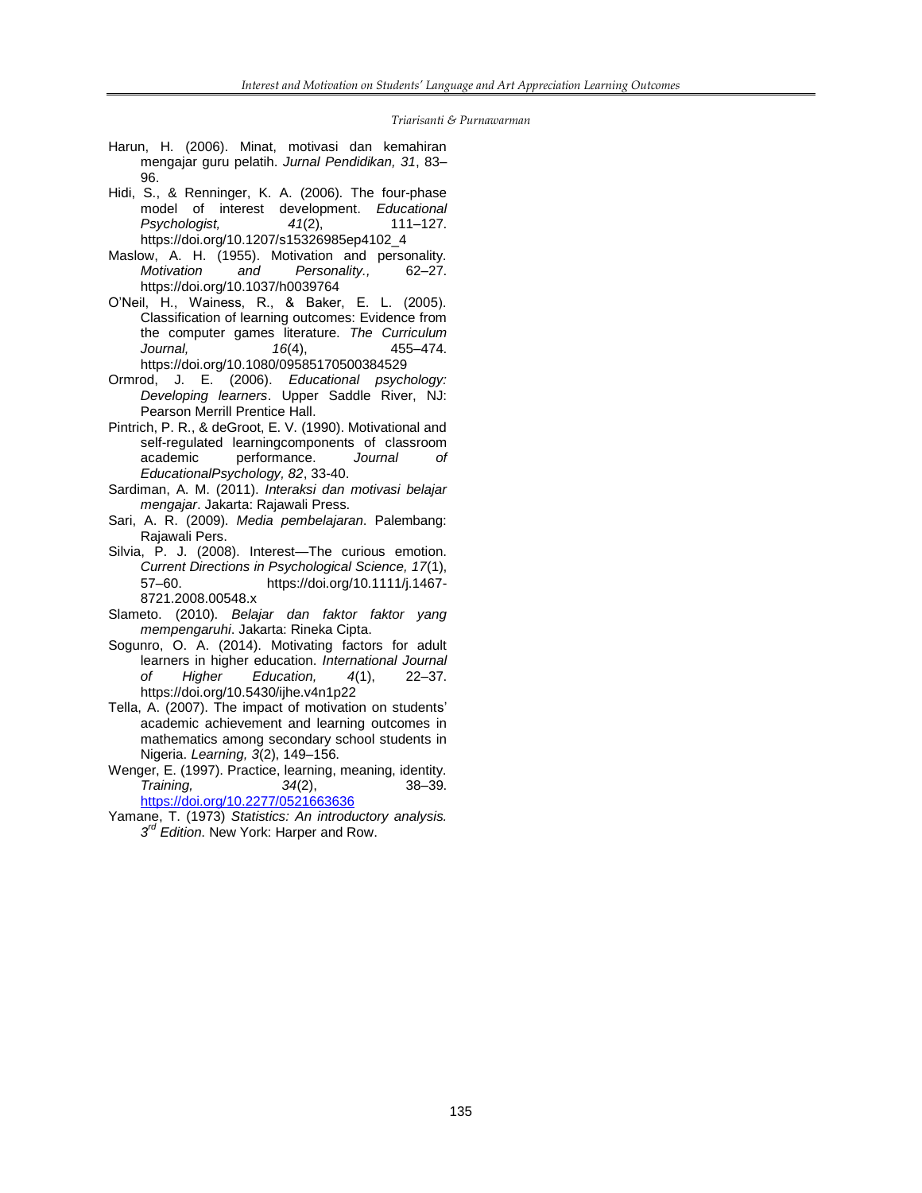Harun, H. (2006). Minat, motivasi dan kemahiran mengajar guru pelatih. *Jurnal Pendidikan, 31*, 83–96.

Hidi, S., & Renninger, K. A. (2006). The four-phase model of interest development. *Educational Psychologist, 41*(2), 111–127. https://doi.org/10.1207/s15326985ep4102_4

Maslow, A. H. (1955). Motivation and personality. *Motivation and Personality.,* 62–27. https://doi.org/10.1037/h0039764

O'Neil, H., Wainess, R., & Baker, E. L. (2005). Classification of learning outcomes: Evidence from the computer games literature. *The Curriculum Journal, 16*(4), 455–474. https://doi.org/10.1080/09585170500384529

Ormrod, J. E. (2006). *Educational psychology: Developing learners*. Upper Saddle River, NJ: Pearson Merrill Prentice Hall.

Pintrich, P. R., & deGroot, E. V. (1990). Motivational and self-regulated learningcomponents of classroom academic performance. *Journal of EducationalPsychology, 82*, 33-40.

Sardiman, A. M. (2011). *Interaksi dan motivasi belajar mengajar*. Jakarta: Rajawali Press.

Sari, A. R. (2009). *Media pembelajaran*. Palembang: Rajawali Pers.

Silvia, P. J. (2008). Interest—The curious emotion. *Current Directions in Psychological Science, 17*(1), 57–60. https://doi.org/10.1111/j.1467-8721.2008.00548.x

Slameto. (2010). *Belajar dan faktor faktor yang mempengaruhi*. Jakarta: Rineka Cipta.

Sogunro, O. A. (2014). Motivating factors for adult learners in higher education. *International Journal of Higher Education, 4*(1), 22–37. https://doi.org/10.5430/ijhe.v4n1p22

Tella, A. (2007). The impact of motivation on students' academic achievement and learning outcomes in mathematics among secondary school students in Nigeria. *Learning, 3*(2), 149–156.

Wenger, E. (1997). Practice, learning, meaning, identity. *Training, 34*(2), 38–39. https://doi.org/10.2277/0521663636

Yamane, T. (1973) *Statistics: An introductory analysis. 3rd Edition*. New York: Harper and Row.